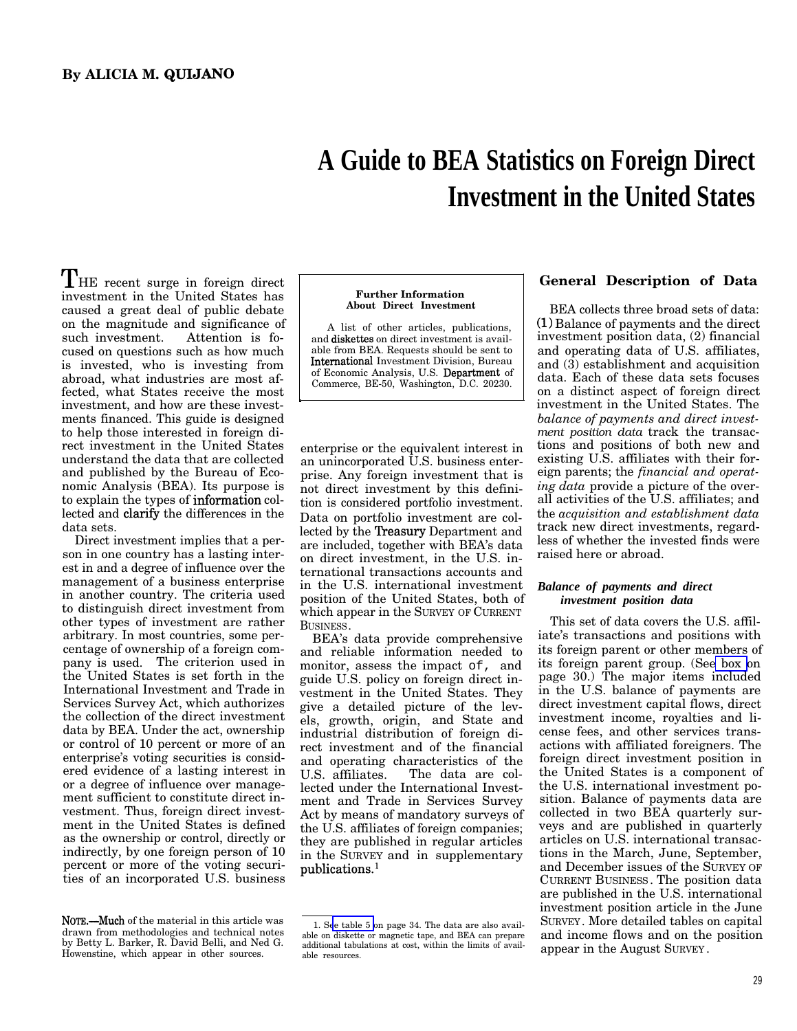By ALICIA M. QUIJANO

# A Guide to BEA Statistics on Foreign Direct Investment in the United States

THE recent surge in foreign direct investment in the United States has caused a great deal of public debate on the magnitude and significance of such investment. Attention is focused on questions such as how much is invested, who is investing from abroad, what industries are most affected, what States receive the most investment, and how are these investments financed. This guide is designed to help those interested in foreign direct investment in the United States understand the data that are collected and published by the Bureau of Economic Analysis (BEA). Its purpose is to explain the types of information collected and clarify the differences in the data sets.

Direct investment implies that a person in one country has a lasting interest in and a degree of influence over the management of a business enterprise in another country. The criteria used to distinguish direct investment from other types of investment are rather arbitrary. In most countries, some percentage of ownership of a foreign company is used. The criterion used in the United States is set forth in the International Investment and Trade in Services Survey Act, which authorizes the collection of the direct investment data by BEA. Under the act, ownership or control of 10 percent or more of an enterprise's voting securities is considered evidence of a lasting interest in or a degree of influence over management sufficient to constitute direct investment. Thus, foreign direct investment in the United States is defined as the ownership or control, directly or indirectly, by one foreign person of 10 percent or more of the voting securities of an incorporated U.S. business enterprise or the equivalent interest in an unincorporated U.S. business enterprise. Any foreign investment that is not direct investment by this definition is considered portfolio investment. Data on portfolio investment are collected by the Treasury Department and are included, together with BEA's data on direct investment, in the U.S. international transactions accounts and in the U.S. international investment position of the United States, both of which appear in the SURVEY OF CURRENT BUSINESS.

BEA's data provide comprehensive and reliable information needed to monitor, assess the impact of, and guide U.S. policy on foreign direct investment in the United States. They give a detailed picture of the levels, growth, origin, and State and industrial distribution of foreign direct investment and of the financial and operating characteristics of the U.S. affiliates. The data are collected under the International Investment and Trade in Services Survey Act by means of mandatory surveys of the U.S. affiliates of foreign companies; they are published in regular articles in the SURVEY and in supplementary publications.[1]

> **Further Information About Direct Investment**
>
> A list of other articles, publications, and diskettes on direct investment is available from BEA. Requests should be sent to International Investment Division, Bureau of Economic Analysis, U.S. Department of Commerce, BE-50, Washington, D.C. 20230.

## General Description of Data

BEA collects three broad sets of data: (1) Balance of payments and the direct investment position data, (2) financial and operating data of U.S. affiliates, and (3) establishment and acquisition data. Each of these data sets focuses on a distinct aspect of foreign direct investment in the United States. The *balance of payments and direct investment position data* track the transactions and positions of both new and existing U.S. affiliates with their foreign parents; the *financial and operating data* provide a picture of the overall activities of the U.S. affiliates; and the *acquisition and establishment data* track new direct investments, regardless of whether the invested finds were raised here or abroad.

### *Balance of payments and direct investment position data*

This set of data covers the U.S. affiliate's transactions and positions with its foreign parent or other members of its foreign parent group. (See box on page 30.) The major items included in the U.S. balance of payments are direct investment capital flows, direct investment income, royalties and license fees, and other services transactions with affiliated foreigners. The foreign direct investment position in the United States is a component of the U.S. international investment position. Balance of payments data are collected in two BEA quarterly surveys and are published in quarterly articles on U.S. international transactions in the March, June, September, and December issues of the SURVEY OF CURRENT BUSINESS. The position data are published in the U.S. international investment position article in the June SURVEY. More detailed tables on capital and income flows and on the position appear in the August SURVEY.

NOTE.—Much of the material in this article was drawn from methodologies and technical notes by Betty L. Barker, R. David Belli, and Ned G. Howenstine, which appear in other sources.

1. See table 5 on page 34. The data are also available on diskette or magnetic tape, and BEA can prepare additional tabulations at cost, within the limits of available resources.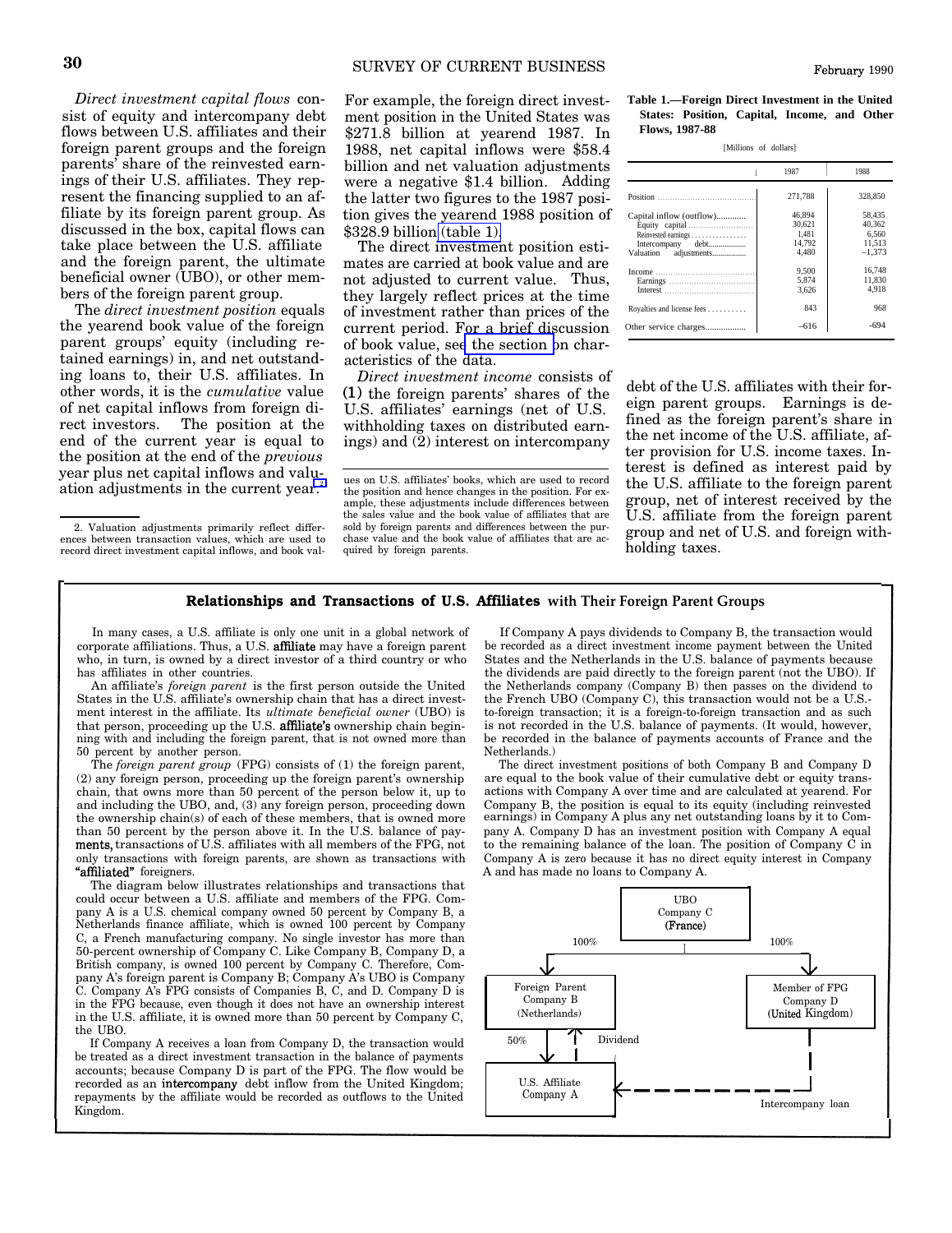*Direct investment capital flows* consist of equity and intercompany debt flows between U.S. affiliates and their foreign parent groups and the foreign parents' share of the reinvested earnings of their U.S. affiliates. They represent the financing supplied to an affiliate by its foreign parent group. As discussed in the box, capital flows can take place between the U.S. affiliate and the foreign parent, the ultimate beneficial owner (UBO), or other members of the foreign parent group.

The *direct investment position* equals the yearend book value of the foreign parent groups' equity (including retained earnings) in, and net outstanding loans to, their U.S. affiliates. In other words, it is the *cumulative* value of net capital inflows from foreign direct investors. The position at the end of the current year is equal to the position at the end of the *previous* year plus net capital inflows and valuation adjustments in the current year.[2]

For example, the foreign direct investment position in the United States was $271.8 billion at yearend 1987. In 1988, net capital inflows were $58.4 billion and net valuation adjustments were a negative $1.4 billion. Adding the latter two figures to the 1987 position gives the yearend 1988 position of $328.9 billion (table 1).

The direct investment position estimates are carried at book value and are not adjusted to current value. Thus, they largely reflect prices at the time of investment rather than prices of the current period. For a brief discussion of book value, see the section on characteristics of the data.

*Direct investment income* consists of (1) the foreign parents' shares of the U.S. affiliates' earnings (net of U.S. withholding taxes on distributed earnings) and (2) interest on intercompany debt of the U.S. affiliates with their foreign parent groups. Earnings is defined as the foreign parent's share in the net income of the U.S. affiliate, after provision for U.S. income taxes. Interest is defined as interest paid by the U.S. affiliate to the foreign parent group, net of interest received by the U.S. affiliate from the foreign parent group and net of U.S. and foreign withholding taxes.

2. Valuation adjustments primarily reflect differences between transaction values, which are used to record direct investment capital inflows, and book values on U.S. affiliates' books, which are used to record the position and hence changes in the position. For example, these adjustments include differences between the sales value and the book value of affiliates that are sold by foreign parents and differences between the purchase value and the book value of affiliates that are acquired by foreign parents.

**Table 1.—Foreign Direct Investment in the United States: Position, Capital, Income, and Other Flows, 1987-88**

[Millions of dollars]

| | 1987 | 1988 |
|---|---|---|
| Position | 271,788 | 328,850 |
| Capital inflow (outflow) | 46,894 | 58,435 |
| Equity capital | 30,621 | 40,362 |
| Reinvested earnings | 1,481 | 6,560 |
| Intercompany debt | 14,792 | 11,513 |
| Valuation adjustments | 4,480 | –1,373 |
| Income | 9,500 | 16,748 |
| Earnings | 5,874 | 11,830 |
| Interest | 3,626 | 4,918 |
| Royalties and license fees | 843 | 968 |
| Other service charges | –616 | -694 |

## Relationships and Transactions of U.S. Affiliates with Their Foreign Parent Groups

In many cases, a U.S. affiliate is only one unit in a global network of corporate affiliations. Thus, a U.S. affiliate may have a foreign parent who, in turn, is owned by a direct investor of a third country or who has affiliates in other countries.

An affiliate's *foreign parent* is the first person outside the United States in the U.S. affiliate's ownership chain that has a direct investment interest in the affiliate. Its *ultimate beneficial owner* (UBO) is that person, proceeding up the U.S. affiliate's ownership chain beginning with and including the foreign parent, that is not owned more than 50 percent by another person.

The *foreign parent group* (FPG) consists of (1) the foreign parent, (2) any foreign person, proceeding up the foreign parent's ownership chain, that owns more than 50 percent of the person below it, up to and including the UBO, and, (3) any foreign person, proceeding down the ownership chain(s) of each of these members, that is owned more than 50 percent by the person above it. In the U.S. balance of payments, transactions of U.S. affiliates with all members of the FPG, not only transactions with foreign parents, are shown as transactions with "affiliated" foreigners.

The diagram below illustrates relationships and transactions that could occur between a U.S. affiliate and members of the FPG. Company A is a U.S. chemical company owned 50 percent by Company B, a Netherlands finance affiliate, which is owned 100 percent by Company C, a French manufacturing company. No single investor has more than 50-percent ownership of Company C. Like Company B, Company D, a British company, is owned 100 percent by Company C. Therefore, Company A's foreign parent is Company B; Company A's UBO is Company C. Company A's FPG consists of Companies B, C, and D. Company D is in the FPG because, even though it does not have an ownership interest in the U.S. affiliate, it is owned more than 50 percent by Company C, the UBO.

If Company A receives a loan from Company D, the transaction would be treated as a direct investment transaction in the balance of payments accounts; because Company D is part of the FPG. The flow would be recorded as an intercompany debt inflow from the United Kingdom; repayments by the affiliate would be recorded as outflows to the United Kingdom.

If Company A pays dividends to Company B, the transaction would be recorded as a direct investment income payment between the United States and the Netherlands in the U.S. balance of payments because the dividends are paid directly to the foreign parent (not the UBO). If the Netherlands company (Company B) then passes on the dividend to the French UBO (Company C), this transaction would not be a U.S.-to-foreign transaction; it is a foreign-to-foreign transaction and as such is not recorded in the U.S. balance of payments. (It would, however, be recorded in the balance of payments accounts of France and the Netherlands.)

The direct investment positions of both Company B and Company D are equal to the book value of their cumulative debt or equity transactions with Company A over time and are calculated at yearend. For Company B, the position is equal to its equity (including reinvested earnings) in Company A plus any net outstanding loans by it to Company A. Company D has an investment position with Company A equal to the remaining balance of the loan. The position of Company C in Company A is zero because it has no direct equity interest in Company A and has made no loans to Company A.

UBO Company C (France)

100% | 100%

Foreign Parent Company B (Netherlands) | Member of FPG Company D (United Kingdom)

50% | Dividend

U.S. Affiliate Company A

Intercompany loan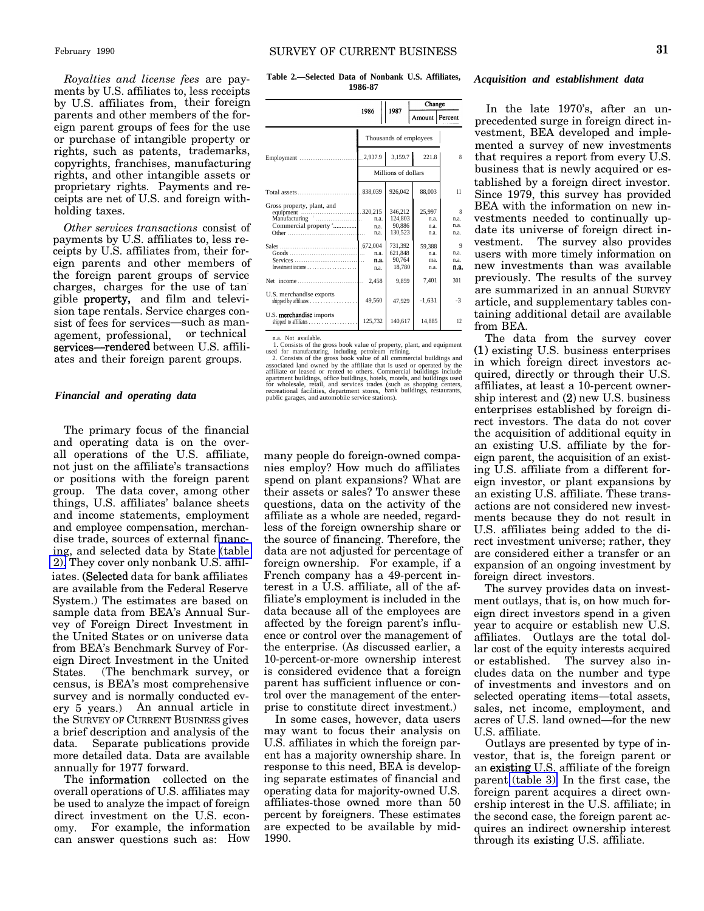*Royalties and license fees* are payments by U.S. affiliates to, less receipts by U.S. affiliates from, their foreign parents and other members of the foreign parent groups of fees for the use or purchase of intangible property or rights, such as patents, trademarks, copyrights, franchises, manufacturing rights, and other intangible assets or proprietary rights. Payments and receipts are net of U.S. and foreign withholding taxes.

*Other services transactions* consist of payments by U.S. affiliates to, less receipts by U.S. affiliates from, their foreign parents and other members of the foreign parent groups of service charges, charges for the use of tangible property, and film and television tape rentals. Service charges consist of fees for services—such as management, professional, or technical services—rendered between U.S. affiliates and their foreign parent groups.

### Financial and operating data

The primary focus of the financial and operating data is on the overall operations of the U.S. affiliate, not just on the affiliate's transactions or positions with the foreign parent group. The data cover, among other things, U.S. affiliates' balance sheets and income statements, employment and employee compensation, merchandise trade, sources of external financing, and selected data by State (table 2). They cover only nonbank U.S. affiliates. (Selected data for bank affiliates are available from the Federal Reserve System.) The estimates are based on sample data from BEA's Annual Survey of Foreign Direct Investment in the United States or on universe data from BEA's Benchmark Survey of Foreign Direct Investment in the United States. (The benchmark survey, or census, is BEA's most comprehensive survey and is normally conducted every 5 years.) An annual article in the SURVEY OF CURRENT BUSINESS gives a brief description and analysis of the data. Separate publications provide more detailed data. Data are available annually for 1977 forward.

The information collected on the overall operations of U.S. affiliates may be used to analyze the impact of foreign direct investment on the U.S. economy. For example, the information can answer questions such as: How many people do foreign-owned companies employ? How much do affiliates spend on plant expansions? What are their assets or sales? To answer these questions, data on the activity of the affiliate as a whole are needed, regardless of the foreign ownership share or the source of financing. Therefore, the data are not adjusted for percentage of foreign ownership. For example, if a French company has a 49-percent interest in a U.S. affiliate, all of the affiliate's employment is included in the data because all of the employees are affected by the foreign parent's influence or control over the management of the enterprise. (As discussed earlier, a 10-percent-or-more ownership interest is considered evidence that a foreign parent has sufficient influence or control over the management of the enterprise to constitute direct investment.)

In some cases, however, data users may want to focus their analysis on U.S. affiliates in which the foreign parent has a majority ownership share. In response to this need, BEA is developing separate estimates of financial and operating data for majority-owned U.S. affiliates-those owned more than 50 percent by foreigners. These estimates are expected to be available by mid-1990.

**Table 2.—Selected Data of Nonbank U.S. Affiliates, 1986-87**

| | 1986 | 1987 | Change | |
|---|---|---|---|---|
| | | | Amount | Percent |
| | Thousands of employees | | | |
| Employment | 2,937.9 | 3,159.7 | 221.8 | 8 |
| | Millions of dollars | | | |
| Total assets | 838,039 | 926,042 | 88,003 | 11 |
| Gross property, plant, and equipment | 320,215 | 346,212 | 25,997 | 8 |
| Manufacturing [1] | n.a. | 124,803 | n.a. | n.a. |
| Commercial property [2] | n.a. | 90,886 | n.a. | n.a. |
| Other | n.a. | 130,523 | n.a. | n.a. |
| Sales | 672,004 | 731,392 | 59,388 | 9 |
| Goods | n.a. | 621,848 | n.a. | n.a. |
| Services | n.a. | 90,764 | n.a. | n.a. |
| Investment income | n.a. | 18,780 | n.a. | n.a. |
| Net income | 2,458 | 9,859 | 7,401 | 301 |
| U.S. merchandise exports shipped by affiliates | 49,560 | 47,929 | -1,631 | -3 |
| U.S. merchandise imports shipped to affiliates | 125,732 | 140,617 | 14,885 | 12 |

n.a. Not available.
1. Consists of the gross book value of property, plant, and equipment used for manufacturing, including petroleum refining.
2. Consists of the gross book value of all commercial buildings and associated land owned by the affiliate that is used or operated by the affiliate or leased or rented to others. Commercial buildings include apartment buildings, office buildings, hotels, motels, and buildings used for wholesale, retail, and services trades (such as shopping centers, recreational facilities, department stores, bank buildings, restaurants, public garages, and automobile service stations).

### Acquisition and establishment data

In the late 1970's, after an unprecedented surge in foreign direct investment, BEA developed and implemented a survey of new investments that requires a report from every U.S. business that is newly acquired or established by a foreign direct investor. Since 1979, this survey has provided BEA with the information on new investments needed to continually update its universe of foreign direct investment. The survey also provides users with more timely information on new investments than was available previously. The results of the survey are summarized in an annual SURVEY article, and supplementary tables containing additional detail are available from BEA.

The data from the survey cover (1) existing U.S. business enterprises in which foreign direct investors acquired, directly or through their U.S. affiliates, at least a 10-percent ownership interest and (2) new U.S. business enterprises established by foreign direct investors. The data do not cover the acquisition of additional equity in an existing U.S. affiliate by the foreign parent, the acquisition of an existing U.S. affiliate from a different foreign investor, or plant expansions by an existing U.S. affiliate. These transactions are not considered new investments because they do not result in U.S. affiliates being added to the direct investment universe; rather, they are considered either a transfer or an expansion of an ongoing investment by foreign direct investors.

The survey provides data on investment outlays, that is, on how much foreign direct investors spend in a given year to acquire or establish new U.S. affiliates. Outlays are the total dollar cost of the equity interests acquired or established. The survey also includes data on the number and type of investments and investors and on selected operating items—total assets, sales, net income, employment, and acres of U.S. land owned—for the new U.S. affiliate.

Outlays are presented by type of investor, that is, the foreign parent or an existing U.S. affiliate of the foreign parent (table 3). In the first case, the foreign parent acquires a direct ownership interest in the U.S. affiliate; in the second case, the foreign parent acquires an indirect ownership interest through its existing U.S. affiliate.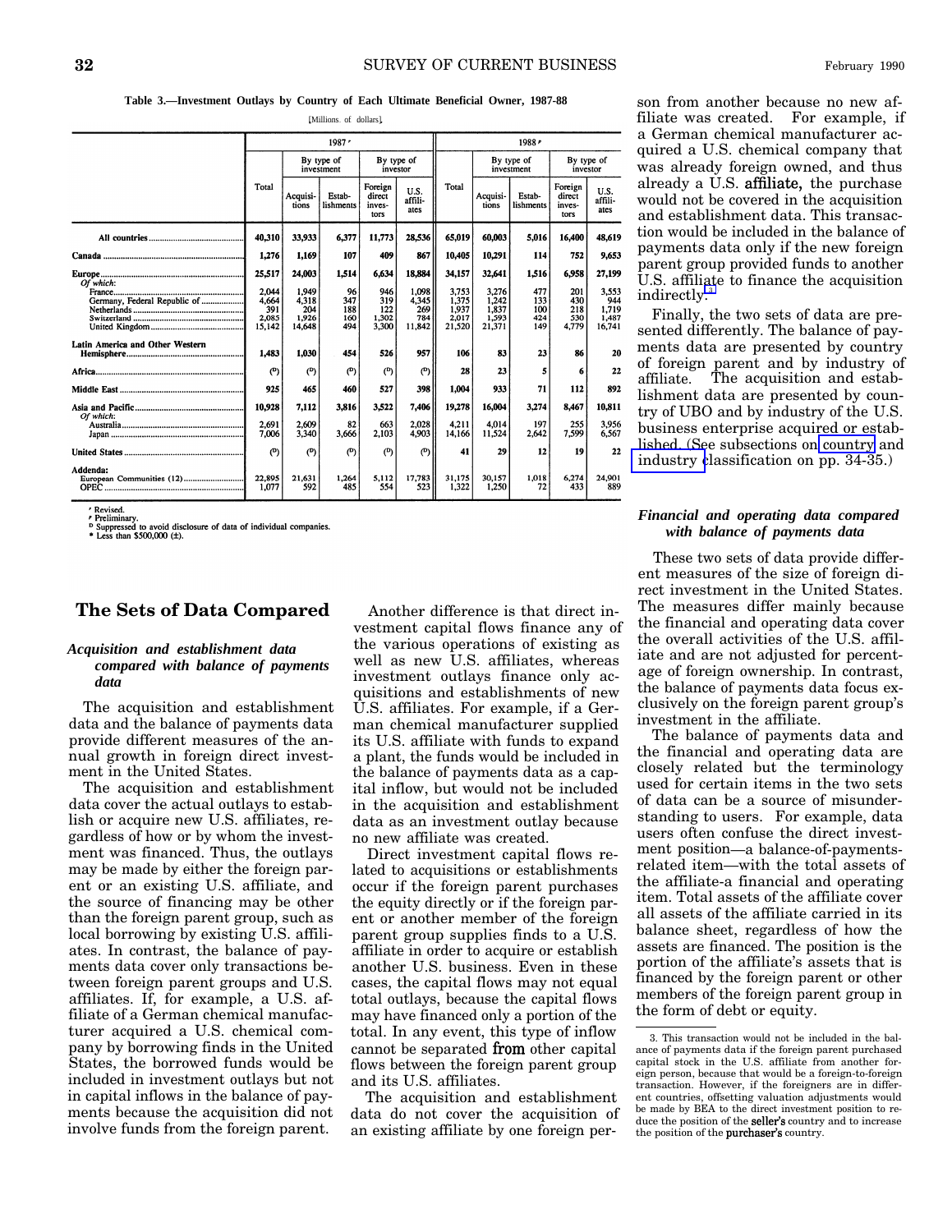**Table 3.—Investment Outlays by Country of Each Ultimate Beneficial Owner, 1987-88**

[Millions of dollars]

| | 1987 r | | | | | 1988 p | | | | |
|---|---|---|---|---|---|---|---|---|---|---|
| | Total | By type of investment | | By type of investor | | Total | By type of investment | | By type of investor | |
| | | Acquisitions | Establishments | Foreign direct investors | U.S. affiliates | | Acquisitions | Establishments | Foreign direct investors | U.S. affiliates |
| **All countries** | **40,310** | **33,933** | **6,377** | **11,773** | **28,536** | **65,019** | **60,003** | **5,016** | **16,400** | **48,619** |
| **Canada** | **1,276** | **1,169** | **107** | **409** | **867** | **10,405** | **10,291** | **114** | **752** | **9,653** |
| **Europe** | **25,517** | **24,003** | **1,514** | **6,634** | **18,884** | **34,157** | **32,641** | **1,516** | **6,958** | **27,199** |
| *Of which:* | | | | | | | | | | |
| France | 2,044 | 1,949 | 96 | 946 | 1,098 | 3,753 | 3,276 | 477 | 201 | 3,553 |
| Germany, Federal Republic of | 4,664 | 4,318 | 347 | 319 | 4,345 | 1,375 | 1,242 | 133 | 430 | 944 |
| Netherlands | 391 | 204 | 188 | 122 | 269 | 1,937 | 1,837 | 100 | 218 | 1,719 |
| Switzerland | 2,085 | 1,926 | 160 | 1,302 | 784 | 2,017 | 1,593 | 424 | 530 | 1,487 |
| United Kingdom | 15,142 | 14,648 | 494 | 3,300 | 11,842 | 21,520 | 21,371 | 149 | 4,779 | 16,741 |
| **Latin America and Other Western Hemisphere** | **1,483** | **1,030** | **454** | **526** | **957** | **106** | **83** | **23** | **86** | **20** |
| **Africa** | **(D)** | **(D)** | **(D)** | **(D)** | **(D)** | **28** | **23** | **5** | **6** | **22** |
| **Middle East** | **925** | **465** | **460** | **527** | **398** | **1,004** | **933** | **71** | **112** | **892** |
| **Asia and Pacific** | **10,928** | **7,112** | **3,816** | **3,522** | **7,406** | **19,278** | **16,004** | **3,274** | **8,467** | **10,811** |
| *Of which:* | | | | | | | | | | |
| Australia | 2,691 | 2,609 | 82 | 663 | 2,028 | 4,211 | 4,014 | 197 | 255 | 3,956 |
| Japan | 7,006 | 3,340 | 3,666 | 2,103 | 4,903 | 14,166 | 11,524 | 2,642 | 7,599 | 6,567 |
| **United States** | **(D)** | **(D)** | **(D)** | **(D)** | **(D)** | **41** | **29** | **12** | **19** | **22** |
| **Addenda:** | | | | | | | | | | |
| European Communities (12) | 22,895 | 21,631 | 1,264 | 5,112 | 17,783 | 31,175 | 30,157 | 1,018 | 6,274 | 24,901 |
| OPEC | 1,077 | 592 | 485 | 554 | 523 | 1,322 | 1,250 | 72 | 433 | 889 |

r Revised.
p Preliminary.
D Suppressed to avoid disclosure of data of individual companies.
* Less than $500,000 (±).

## The Sets of Data Compared

### *Acquisition and establishment data compared with balance of payments data*

The acquisition and establishment data and the balance of payments data provide different measures of the annual growth in foreign direct investment in the United States.

The acquisition and establishment data cover the actual outlays to establish or acquire new U.S. affiliates, regardless of how or by whom the investment was financed. Thus, the outlays may be made by either the foreign parent or an existing U.S. affiliate, and the source of financing may be other than the foreign parent group, such as local borrowing by existing U.S. affiliates. In contrast, the balance of payments data cover only transactions between foreign parent groups and U.S. affiliates. If, for example, a U.S. affiliate of a German chemical manufacturer acquired a U.S. chemical company by borrowing finds in the United States, the borrowed funds would be included in investment outlays but not in capital inflows in the balance of payments because the acquisition did not involve funds from the foreign parent.

Another difference is that direct investment capital flows finance any of the various operations of existing as well as new U.S. affiliates, whereas investment outlays finance only acquisitions and establishments of new U.S. affiliates. For example, if a German chemical manufacturer supplied its U.S. affiliate with funds to expand a plant, the funds would be included in the balance of payments data as a capital inflow, but would not be included in the acquisition and establishment data as an investment outlay because no new affiliate was created.

Direct investment capital flows related to acquisitions or establishments occur if the foreign parent purchases the equity directly or if the foreign parent or another member of the foreign parent group supplies finds to a U.S. affiliate in order to acquire or establish another U.S. business. Even in these cases, the capital flows may not equal total outlays, because the capital flows may have financed only a portion of the total. In any event, this type of inflow cannot be separated from other capital flows between the foreign parent group and its U.S. affiliates.

The acquisition and establishment data do not cover the acquisition of an existing affiliate by one foreign person from another because no new affiliate was created. For example, if a German chemical manufacturer acquired a U.S. chemical company that was already foreign owned, and thus already a U.S. affiliate, the purchase would not be covered in the acquisition and establishment data. This transaction would be included in the balance of payments data only if the new foreign parent group provided funds to another U.S. affiliate to finance the acquisition indirectly.[3]

Finally, the two sets of data are presented differently. The balance of payments data are presented by country of foreign parent and by industry of affiliate. The acquisition and establishment data are presented by country of UBO and by industry of the U.S. business enterprise acquired or established. (See subsections on country and industry classification on pp. 34-35.)

### *Financial and operating data compared with balance of payments data*

These two sets of data provide different measures of the size of foreign direct investment in the United States. The measures differ mainly because the financial and operating data cover the overall activities of the U.S. affiliate and are not adjusted for percentage of foreign ownership. In contrast, the balance of payments data focus exclusively on the foreign parent group's investment in the affiliate.

The balance of payments data and the financial and operating data are closely related but the terminology used for certain items in the two sets of data can be a source of misunderstanding to users. For example, data users often confuse the direct investment position—a balance-of-payments-related item—with the total assets of the affiliate-a financial and operating item. Total assets of the affiliate cover all assets of the affiliate carried in its balance sheet, regardless of how the assets are financed. The position is the portion of the affiliate's assets that is financed by the foreign parent or other members of the foreign parent group in the form of debt or equity.

3. This transaction would not be included in the balance of payments data if the foreign parent purchased capital stock in the U.S. affiliate from another foreign person, because that would be a foreign-to-foreign transaction. However, if the foreigners are in different countries, offsetting valuation adjustments would be made by BEA to the direct investment position to reduce the position of the seller's country and to increase the position of the purchaser's country.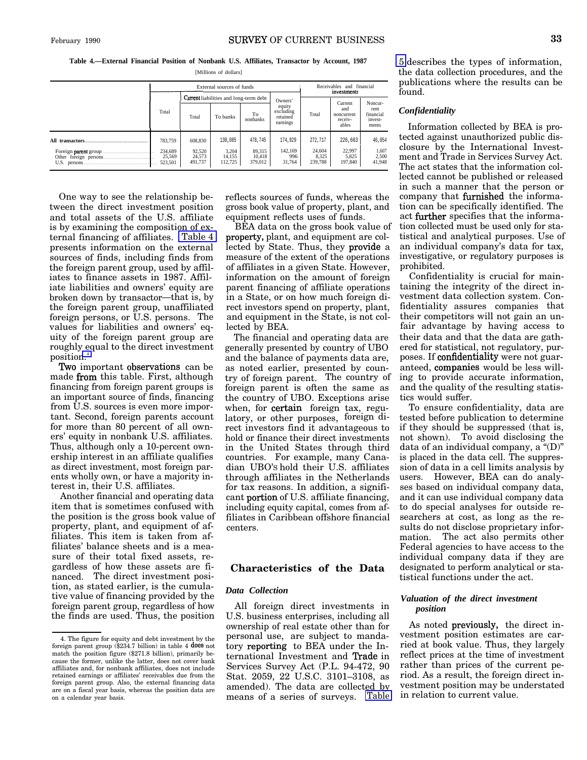**Table 4.—External Financial Position of Nonbank U.S. Affiliates, Transactor by Account, 1987**

[Millions of dollars]

| | External sources of funds | | | | | Receivables and financial investments | | |
|---|---|---|---|---|---|---|---|---|
| | Total | Current liabilities and long-term debt | | | Owners' equity excluding retained earnings | Total | Current and noncurrent receivables | Noncurrent financial investments |
| | | Total | To banks | To nonbanks | | | | |
| **All transactors** | 783,759 | 608,830 | 130,085 | 478,745 | 174,929 | 272,717 | 226,663 | 46,054 |
| Foreign parent group | 234,689 | 92,520 | 3,204 | 89,315 | 142,169 | 24,604 | 22,997 | 1,607 |
| Other foreign persons | 25,569 | 24,573 | 14,155 | 10,418 | 996 | 8,325 | 5,825 | 2,500 |
| U.S. persons | 523,501 | 491,737 | 112,725 | 379,012 | 31,764 | 239,788 | 197,840 | 41,948 |

One way to see the relationship between the direct investment position and total assets of the U.S. affiliate is by examining the composition of external financing of affiliates. Table 4 presents information on the external sources of finds, including finds from the foreign parent group, used by affiliates to finance assets in 1987. Affiliate liabilities and owners' equity are broken down by transactor—that is, by the foreign parent group, unaffiliated foreign persons, or U.S. persons. The values for liabilities and owners' equity of the foreign parent group are roughly equal to the direct investment position.[4]

Two important observations can be made from this table. First, although financing from foreign parent groups is an important source of finds, financing from U.S. sources is even more important. Second, foreign parents account for more than 80 percent of all owners' equity in nonbank U.S. affiliates. Thus, although only a 10-percent ownership interest in an affiliate qualifies as direct investment, most foreign parents wholly own, or have a majority interest in, their U.S. affiliates.

Another financial and operating data item that is sometimes confused with the position is the gross book value of property, plant, and equipment of affiliates. This item is taken from affiliates' balance sheets and is a measure of their total fixed assets, regardless of how these assets are financed. The direct investment position, as stated earlier, is the cumulative value of financing provided by the foreign parent group, regardless of how the finds are used. Thus, the position reflects sources of funds, whereas the gross book value of property, plant, and equipment reflects uses of funds.

BEA data on the gross book value of property, plant, and equipment are collected by State. Thus, they provide a measure of the extent of the operations of affiliates in a given State. However, information on the amount of foreign parent financing of affiliate operations in a State, or on how much foreign direct investors spend on property, plant, and equipment in the State, is not collected by BEA.

The financial and operating data are generally presented by country of UBO and the balance of payments data are, as noted earlier, presented by country of foreign parent. The country of foreign parent is often the same as the country of UBO. Exceptions arise when, for certain foreign tax, regulatory, or other purposes, foreign direct investors find it advantageous to hold or finance their direct investments in the United States through third countries. For example, many Canadian UBO's hold their U.S. affiliates through affiliates in the Netherlands for tax reasons. In addition, a significant portion of U.S. affiliate financing, including equity capital, comes from affiliates in Caribbean offshore financial centers.

## Characteristics of the Data

### *Data Collection*

All foreign direct investments in U.S. business enterprises, including all ownership of real estate other than for personal use, are subject to mandatory reporting to BEA under the International Investment and Trade in Services Survey Act (P.L. 94-472, 90 Stat. 2059, 22 U.S.C. 3101–3108, as amended). The data are collected by means of a series of surveys. Table 5 describes the types of information, the data collection procedures, and the publications where the results can be found.

### *Confidentiality*

Information collected by BEA is protected against unauthorized public disclosure by the International Investment and Trade in Services Survey Act. The act states that the information collected cannot be published or released in such a manner that the person or company that furnished the information can be specifically identified. The act further specifies that the information collected must be used only for statistical and analytical purposes. Use of an individual company's data for tax, investigative, or regulatory purposes is prohibited.

Confidentiality is crucial for maintaining the integrity of the direct investment data collection system. Confidentiality assures companies that their competitors will not gain an unfair advantage by having access to their data and that the data are gathered for statistical, not regulatory, purposes. If confidentiality were not guaranteed, companies would be less willing to provide accurate information, and the quality of the resulting statistics would suffer.

To ensure confidentiality, data are tested before publication to determine if they should be suppressed (that is, not shown). To avoid disclosing the data of an individual company, a "(D)" is placed in the data cell. The suppression of data in a cell limits analysis by users. However, BEA can do analyses based on individual company data, and it can use individual company data to do special analyses for outside researchers at cost, as long as the results do not disclose proprietary information. The act also permits other Federal agencies to have access to the individual company data if they are designated to perform analytical or statistical functions under the act.

### *Valuation of the direct investment position*

As noted previously, the direct investment position estimates are carried at book value. Thus, they largely reflect prices at the time of investment rather than prices of the current period. As a result, the foreign direct investment position may be understated in relation to current value.

4. The figure for equity and debt investment by the foreign parent group ($234.7 billion) in table 4 does not match the position figure ($271.8 billion), primarily because the former, unlike the latter, does not cover bank affiliates and, for nonbank affiliates, does not include retained earnings or affiliates' receivables due from the foreign parent group. Also, the external financing data are on a fiscal year basis, whereas the position data are on a calendar year basis.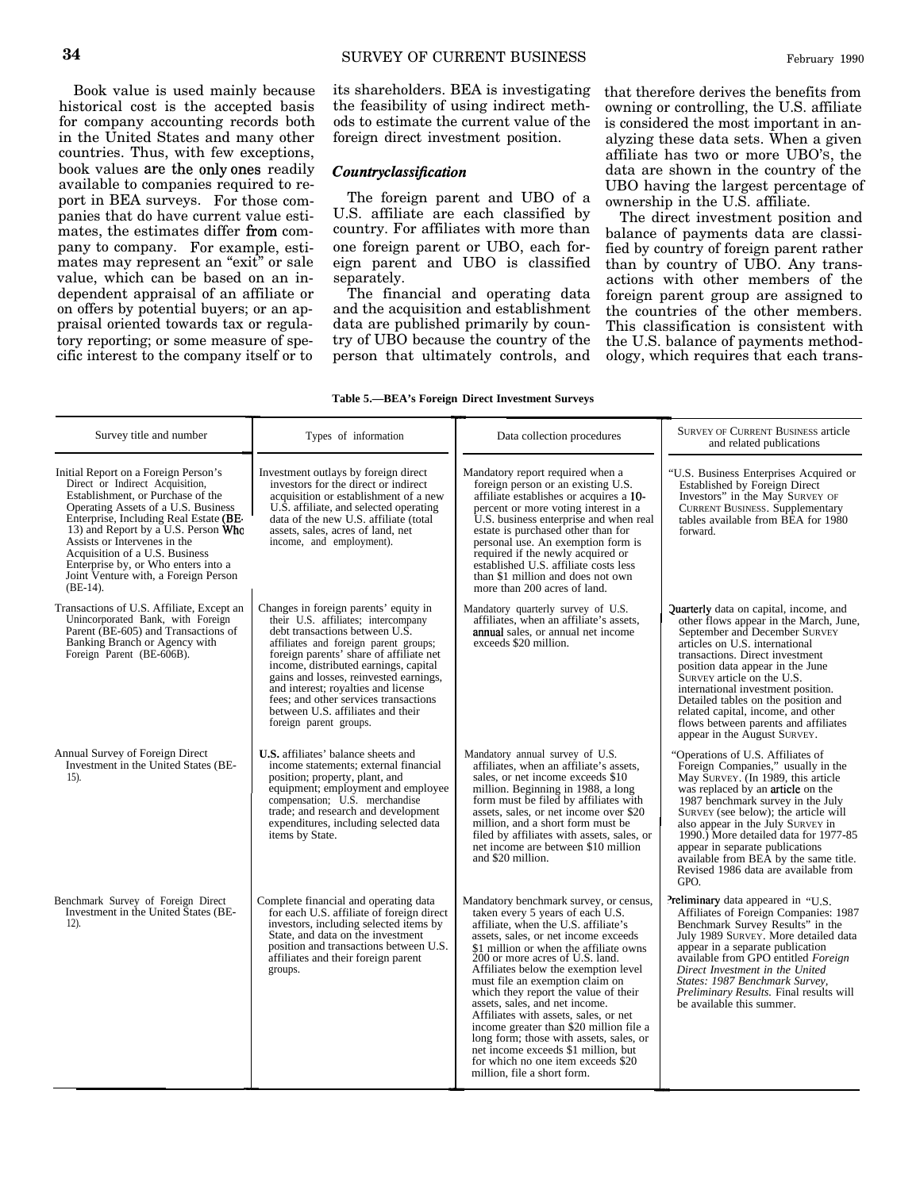Book value is used mainly because historical cost is the accepted basis for company accounting records both in the United States and many other countries. Thus, with few exceptions, book values are the only ones readily available to companies required to report in BEA surveys. For those companies that do have current value estimates, the estimates differ from company to company. For example, estimates may represent an "exit" or sale value, which can be based on an independent appraisal of an affiliate or on offers by potential buyers; or an appraisal oriented towards tax or regulatory reporting; or some measure of specific interest to the company itself or to its shareholders. BEA is investigating the feasibility of using indirect methods to estimate the current value of the foreign direct investment position.

### *Country classification*

The foreign parent and UBO of a U.S. affiliate are each classified by country. For affiliates with more than one foreign parent or UBO, each foreign parent and UBO is classified separately.

The financial and operating data and the acquisition and establishment data are published primarily by country of UBO because the country of the person that ultimately controls, and that therefore derives the benefits from owning or controlling, the U.S. affiliate is considered the most important in analyzing these data sets. When a given affiliate has two or more UBO's, the data are shown in the country of the UBO having the largest percentage of ownership in the U.S. affiliate.

The direct investment position and balance of payments data are classified by country of foreign parent rather than by country of UBO. Any transactions with other members of the foreign parent group are assigned to the countries of the other members. This classification is consistent with the U.S. balance of payments methodology, which requires that each trans-

**Table 5.—BEA's Foreign Direct Investment Surveys**

| Survey title and number | Types of information | Data collection procedures | SURVEY OF CURRENT BUSINESS article and related publications |
|---|---|---|---|
| Initial Report on a Foreign Person's Direct or Indirect Acquisition, Establishment, or Purchase of the Operating Assets of a U.S. Business Enterprise, Including Real Estate (BE-13) and Report by a U.S. Person Who Assists or Intervenes in the Acquisition of a U.S. Business Enterprise by, or Who enters into a Joint Venture with, a Foreign Person (BE-14). | Investment outlays by foreign direct investors for the direct or indirect acquisition or establishment of a new U.S. affiliate, and selected operating data of the new U.S. affiliate (total assets, sales, acres of land, net income, and employment). | Mandatory report required when a foreign person or an existing U.S. affiliate establishes or acquires a 10-percent or more voting interest in a U.S. business enterprise and when real estate is purchased other than for personal use. An exemption form is required if the newly acquired or established U.S. affiliate costs less than $1 million and does not own more than 200 acres of land. | "U.S. Business Enterprises Acquired or Established by Foreign Direct Investors" in the May SURVEY OF CURRENT BUSINESS. Supplementary tables available from BEA for 1980 forward. |
| Transactions of U.S. Affiliate, Except an Unincorporated Bank, with Foreign Parent (BE-605) and Transactions of Banking Branch or Agency with Foreign Parent (BE-606B). | Changes in foreign parents' equity in their U.S. affiliates; intercompany debt transactions between U.S. affiliates and foreign parent groups; foreign parents' share of affiliate net income, distributed earnings, capital gains and losses, reinvested earnings, and interest; royalties and license fees; and other services transactions between U.S. affiliates and their foreign parent groups. | Mandatory quarterly survey of U.S. affiliates, when an affiliate's assets, annual sales, or annual net income exceeds $20 million. | Quarterly data on capital, income, and other flows appear in the March, June, September and December SURVEY articles on U.S. international transactions. Direct investment position data appear in the June SURVEY article on the U.S. international investment position. Detailed tables on the position and related capital, income, and other flows between parents and affiliates appear in the August SURVEY. |
| Annual Survey of Foreign Direct Investment in the United States (BE-15). | U.S. affiliates' balance sheets and income statements; external financial position; property, plant, and equipment; employment and employee compensation; U.S. merchandise trade; and research and development expenditures, including selected data items by State. | Mandatory annual survey of U.S. affiliates, when an affiliate's assets, sales, or net income exceeds $10 million. Beginning in 1988, a long form must be filed by affiliates with assets, sales, or net income over $20 million, and a short form must be filed by affiliates with assets, sales, or net income are between $10 million and $20 million. | "Operations of U.S. Affiliates of Foreign Companies," usually in the May SURVEY. (In 1989, this article was replaced by an article on the 1987 benchmark survey in the July SURVEY (see below); the article will also appear in the July SURVEY in 1990.) More detailed data for 1977-85 appear in separate publications available from BEA by the same title. Revised 1986 data are available from GPO. |
| Benchmark Survey of Foreign Direct Investment in the United States (BE-12). | Complete financial and operating data for each U.S. affiliate of foreign direct investors, including selected items by State, and data on the investment position and transactions between U.S. affiliates and their foreign parent groups. | Mandatory benchmark survey, or census, taken every 5 years of each U.S. affiliate, when the U.S. affiliate's assets, sales, or net income exceeds $1 million or when the affiliate owns 200 or more acres of U.S. land. Affiliates below the exemption level must file an exemption claim on which they report the value of their assets, sales, and net income. Affiliates with assets, sales, or net income greater than $20 million file a long form; those with assets, sales, or net income exceeds $1 million, but for which no one item exceeds $20 million, file a short form. | Preliminary data appeared in "U.S. Affiliates of Foreign Companies: 1987 Benchmark Survey Results" in the July 1989 SURVEY. More detailed data appear in a separate publication available from GPO entitled *Foreign Direct Investment in the United States: 1987 Benchmark Survey, Preliminary Results.* Final results will be available this summer. |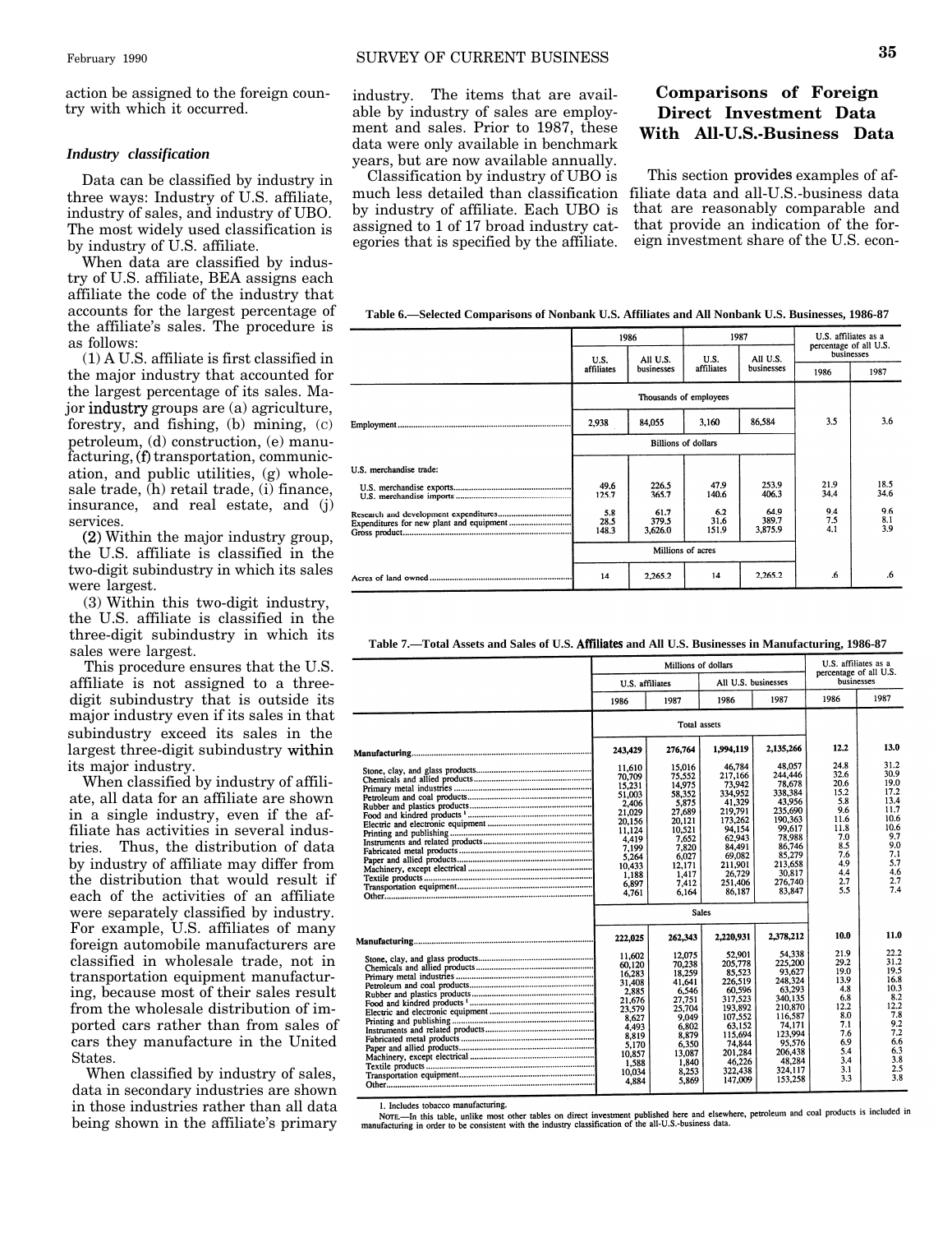action be assigned to the foreign country with which it occurred.

### *Industry classification*

Data can be classified by industry in three ways: Industry of U.S. affiliate, industry of sales, and industry of UBO. The most widely used classification is by industry of U.S. affiliate.

When data are classified by industry of U.S. affiliate, BEA assigns each affiliate the code of the industry that accounts for the largest percentage of the affiliate's sales. The procedure is as follows:

(1) A U.S. affiliate is first classified in the major industry that accounted for the largest percentage of its sales. Major industry groups are (a) agriculture, forestry, and fishing, (b) mining, (c) petroleum, (d) construction, (e) manufacturing, (f) transportation, communication, and public utilities, (g) wholesale trade, (h) retail trade, (i) finance, insurance, and real estate, and (j) services.

(2) Within the major industry group, the U.S. affiliate is classified in the two-digit subindustry in which its sales were largest.

(3) Within this two-digit industry, the U.S. affiliate is classified in the three-digit subindustry in which its sales were largest.

This procedure ensures that the U.S. affiliate is not assigned to a three-digit subindustry that is outside its major industry even if its sales in that subindustry exceed its sales in the largest three-digit subindustry within its major industry.

When classified by industry of affiliate, all data for an affiliate are shown in a single industry, even if the affiliate has activities in several industries. Thus, the distribution of data by industry of affiliate may differ from the distribution that would result if each of the activities of an affiliate were separately classified by industry. For example, U.S. affiliates of many foreign automobile manufacturers are classified in wholesale trade, not in transportation equipment manufacturing, because most of their sales result from the wholesale distribution of imported cars rather than from sales of cars they manufacture in the United States.

When classified by industry of sales, data in secondary industries are shown in those industries rather than all data being shown in the affiliate's primary industry. The items that are available by industry of sales are employment and sales. Prior to 1987, these data were only available in benchmark years, but are now available annually.

Classification by industry of UBO is much less detailed than classification by industry of affiliate. Each UBO is assigned to 1 of 17 broad industry categories that is specified by the affiliate.

## Comparisons of Foreign Direct Investment Data With All-U.S.-Business Data

This section provides examples of affiliate data and all-U.S.-business data that are reasonably comparable and that provide an indication of the foreign investment share of the U.S. econ-

**Table 6.—Selected Comparisons of Nonbank U.S. Affiliates and All Nonbank U.S. Businesses, 1986-87**

| | 1986 | | 1987 | | U.S. affiliates as a percentage of all U.S. businesses | |
|---|---|---|---|---|---|---|
| | U.S. affiliates | All U.S. businesses | U.S. affiliates | All U.S. businesses | 1986 | 1987 |
| | Thousands of employees | | | | | |
| Employment | 2,938 | 84,055 | 3,160 | 86,584 | 3.5 | 3.6 |
| | Billions of dollars | | | | | |
| U.S. merchandise trade: | | | | | | |
| U.S. merchandise exports | 49.6 | 226.5 | 47.9 | 253.9 | 21.9 | 18.5 |
| U.S. merchandise imports | 125.7 | 365.7 | 140.6 | 406.3 | 34.4 | 34.6 |
| Research and development expenditures | 5.8 | 61.7 | 6.2 | 64.9 | 9.4 | 9.6 |
| Expenditures for new plant and equipment | 28.5 | 379.5 | 31.6 | 389.7 | 7.5 | 8.1 |
| Gross product | 148.3 | 3,626.0 | 151.9 | 3,875.9 | 4.1 | 3.9 |
| | Millions of acres | | | | | |
| Acres of land owned | 14 | 2,265.2 | 14 | 2,265.2 | .6 | .6 |

**Table 7.—Total Assets and Sales of U.S. Affiliates and All U.S. Businesses in Manufacturing, 1986-87**

| | Millions of dollars | | | | U.S. affiliates as a percentage of all U.S. businesses | |
|---|---|---|---|---|---|---|
| | U.S. affiliates | | All U.S. businesses | | | |
| | 1986 | 1987 | 1986 | 1987 | 1986 | 1987 |
| | Total assets | | | | | |
| **Manufacturing** | **243,429** | **276,764** | **1,994,119** | **2,135,266** | **12.2** | **13.0** |
| Stone, clay, and glass products | 11,610 | 15,016 | 46,784 | 48,057 | 24.8 | 31.2 |
| Chemicals and allied products | 70,709 | 75,552 | 217,166 | 244,446 | 32.6 | 30.9 |
| Primary metal industries | 15,231 | 14,975 | 73,942 | 78,678 | 20.6 | 19.0 |
| Petroleum and coal products | 51,003 | 58,352 | 334,952 | 338,384 | 15.2 | 17.2 |
| Rubber and plastics products | 2,406 | 5,875 | 41,329 | 43,956 | 5.8 | 13.4 |
| Food and kindred products [1] | 21,029 | 27,689 | 219,791 | 235,690 | 9.6 | 11.7 |
| Electric and electronic equipment | 20,156 | 20,121 | 173,262 | 190,363 | 11.6 | 10.6 |
| Printing and publishing | 11,124 | 10,521 | 94,154 | 99,617 | 11.8 | 10.6 |
| Instruments and related products | 4,419 | 7,652 | 62,943 | 78,988 | 7.0 | 9.7 |
| Fabricated metal products | 7,199 | 7,820 | 84,491 | 86,746 | 8.5 | 9.0 |
| Paper and allied products | 5,264 | 6,027 | 69,082 | 85,279 | 7.6 | 7.1 |
| Machinery, except electrical | 10,433 | 12,171 | 211,901 | 213,658 | 4.9 | 5.7 |
| Textile products | 1,188 | 1,417 | 26,729 | 30,817 | 4.4 | 4.6 |
| Transportation equipment | 6,897 | 7,412 | 251,406 | 276,740 | 2.7 | 2.7 |
| Other | 4,761 | 6,164 | 86,187 | 83,847 | 5.5 | 7.4 |
| | Sales | | | | | |
| **Manufacturing** | **222,025** | **262,343** | **2,220,931** | **2,378,212** | **10.0** | **11.0** |
| Stone, clay, and glass products | 11,602 | 12,075 | 52,901 | 54,338 | 21.9 | 22.2 |
| Chemicals and allied products | 60,120 | 70,238 | 205,778 | 225,200 | 29.2 | 31.2 |
| Primary metal industries | 16,283 | 18,259 | 85,523 | 93,627 | 19.0 | 19.5 |
| Petroleum and coal products | 31,408 | 41,641 | 226,519 | 248,324 | 13.9 | 16.8 |
| Rubber and plastics products | 2,885 | 6,546 | 60,596 | 63,293 | 4.8 | 10.3 |
| Food and kindred products [1] | 21,676 | 27,751 | 317,523 | 340,135 | 6.8 | 8.2 |
| Electric and electronic equipment | 23,579 | 25,704 | 193,892 | 210,870 | 12.2 | 12.2 |
| Printing and publishing | 8,627 | 9,049 | 107,552 | 116,587 | 8.0 | 7.8 |
| Instruments and related products | 4,493 | 6,802 | 63,152 | 74,171 | 7.1 | 9.2 |
| Fabricated metal products | 8,819 | 8,879 | 115,694 | 123,994 | 7.6 | 7.2 |
| Paper and allied products | 5,170 | 6,350 | 74,844 | 95,576 | 6.9 | 6.6 |
| Machinery, except electrical | 10,857 | 13,087 | 201,284 | 206,438 | 5.4 | 6.3 |
| Textile products | 1,588 | 1,840 | 46,226 | 48,284 | 3.4 | 3.8 |
| Transportation equipment | 10,034 | 8,253 | 322,438 | 324,117 | 3.1 | 2.5 |
| Other | 4,884 | 5,869 | 147,009 | 153,258 | 3.3 | 3.8 |

1. Includes tobacco manufacturing.

NOTE.—In this table, unlike most other tables on direct investment published here and elsewhere, petroleum and coal products is included in manufacturing in order to be consistent with the industry classification of the all-U.S.-business data.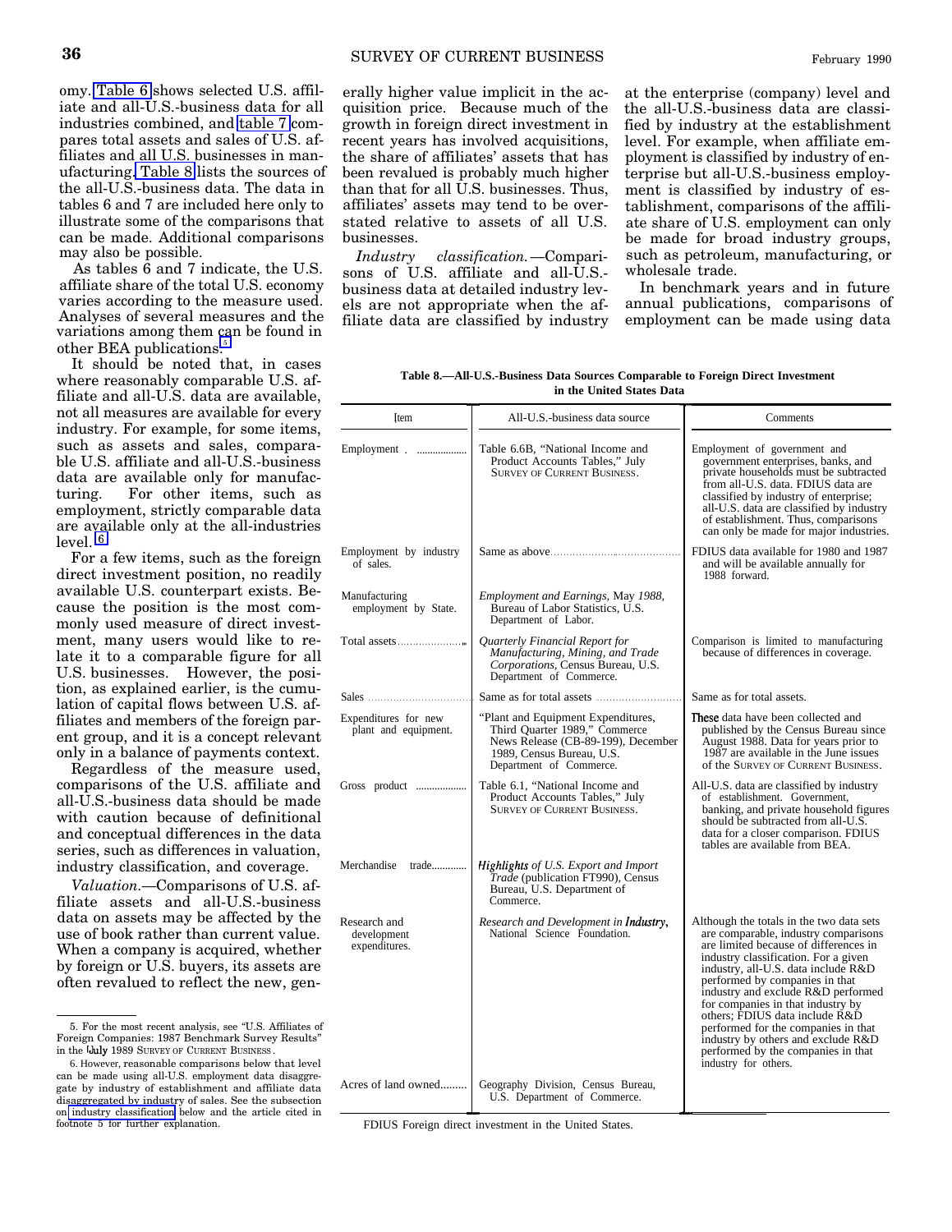omy. Table 6 shows selected U.S. affiliate and all-U.S.-business data for all industries combined, and table 7 compares total assets and sales of U.S. affiliates and all U.S. businesses in manufacturing. Table 8 lists the sources of the all-U.S.-business data. The data in tables 6 and 7 are included here only to illustrate some of the comparisons that can be made. Additional comparisons may also be possible.

As tables 6 and 7 indicate, the U.S. affiliate share of the total U.S. economy varies according to the measure used. Analyses of several measures and the variations among them can be found in other BEA publications.[5]

It should be noted that, in cases where reasonably comparable U.S. affiliate and all-U.S. data are available, not all measures are available for every industry. For example, for some items, such as assets and sales, comparable U.S. affiliate and all-U.S.-business data are available only for manufacturing. For other items, such as employment, strictly comparable data are available only at the all-industries level.[6]

For a few items, such as the foreign direct investment position, no readily available U.S. counterpart exists. Because the position is the most commonly used measure of direct investment, many users would like to relate it to a comparable figure for all U.S. businesses. However, the position, as explained earlier, is the cumulation of capital flows between U.S. affiliates and members of the foreign parent group, and it is a concept relevant only in a balance of payments context.

Regardless of the measure used, comparisons of the U.S. affiliate and all-U.S.-business data should be made with caution because of definitional and conceptual differences in the data series, such as differences in valuation, industry classification, and coverage.

*Valuation.*—Comparisons of U.S. affiliate assets and all-U.S.-business data on assets may be affected by the use of book rather than current value. When a company is acquired, whether by foreign or U.S. buyers, its assets are often revalued to reflect the new, generally higher value implicit in the acquisition price. Because much of the growth in foreign direct investment in recent years has involved acquisitions, the share of affiliates' assets that has been revalued is probably much higher than that for all U.S. businesses. Thus, affiliates' assets may tend to be overstated relative to assets of all U.S. businesses.

*Industry classification.*—Comparisons of U.S. affiliate and all-U.S.-business data at detailed industry levels are not appropriate when the affiliate data are classified by industry at the enterprise (company) level and the all-U.S.-business data are classified by industry at the establishment level. For example, when affiliate employment is classified by industry of enterprise but all-U.S.-business employment is classified by industry of establishment, comparisons of the affiliate share of U.S. employment can only be made for broad industry groups, such as petroleum, manufacturing, or wholesale trade.

In benchmark years and in future annual publications, comparisons of employment can be made using data

**Table 8.—All-U.S.-Business Data Sources Comparable to Foreign Direct Investment in the United States Data**

| Item | All-U.S.-business data source | Comments |
|---|---|---|
| Employment | Table 6.6B, "National Income and Product Accounts Tables," July SURVEY OF CURRENT BUSINESS. | Employment of government and government enterprises, banks, and private households must be subtracted from all-U.S. data. FDIUS data are classified by industry of enterprise; all-U.S. data are classified by industry of establishment. Thus, comparisons can only be made for major industries. |
| Employment by industry of sales. | Same as above | FDIUS data available for 1980 and 1987 and will be available annually for 1988 forward. |
| Manufacturing employment by State. | *Employment and Earnings*, May 1988, Bureau of Labor Statistics, U.S. Department of Labor. | |
| Total assets | *Quarterly Financial Report for Manufacturing, Mining, and Trade Corporations*, Census Bureau, U.S. Department of Commerce. | Comparison is limited to manufacturing because of differences in coverage. |
| Sales | Same as for total assets | Same as for total assets. |
| Expenditures for new plant and equipment. | "Plant and Equipment Expenditures, Third Quarter 1989," Commerce News Release (CB-89-199), December 1989, Census Bureau, U.S. Department of Commerce. | These data have been collected and published by the Census Bureau since August 1988. Data for years prior to 1987 are available in the June issues of the SURVEY OF CURRENT BUSINESS. |
| Gross product | Table 6.1, "National Income and Product Accounts Tables," July SURVEY OF CURRENT BUSINESS. | All-U.S. data are classified by industry of establishment. Government, banking, and private household figures should be subtracted from all-U.S. data for a closer comparison. FDIUS tables are available from BEA. |
| Merchandise trade | *Highlights of U.S. Export and Import Trade* (publication FT990), Census Bureau, U.S. Department of Commerce. | |
| Research and development expenditures. | *Research and Development in Industry*, National Science Foundation. | Although the totals in the two data sets are comparable, industry comparisons are limited because of differences in industry classification. For a given industry, all-U.S. data include R&D performed by companies in that industry and exclude R&D performed for companies in that industry by others; FDIUS data include R&D performed for the companies in that industry by others and exclude R&D performed by the companies in that industry for others. |
| Acres of land owned | Geography Division, Census Bureau, U.S. Department of Commerce. | |

FDIUS Foreign direct investment in the United States.

5. For the most recent analysis, see "U.S. Affiliates of Foreign Companies: 1987 Benchmark Survey Results" in the July 1989 SURVEY OF CURRENT BUSINESS.

6. However, reasonable comparisons below that level can be made using all-U.S. employment data disaggregate by industry of establishment and affiliate data disaggregated by industry of sales. See the subsection on industry classification below and the article cited in footnote 5 for further explanation.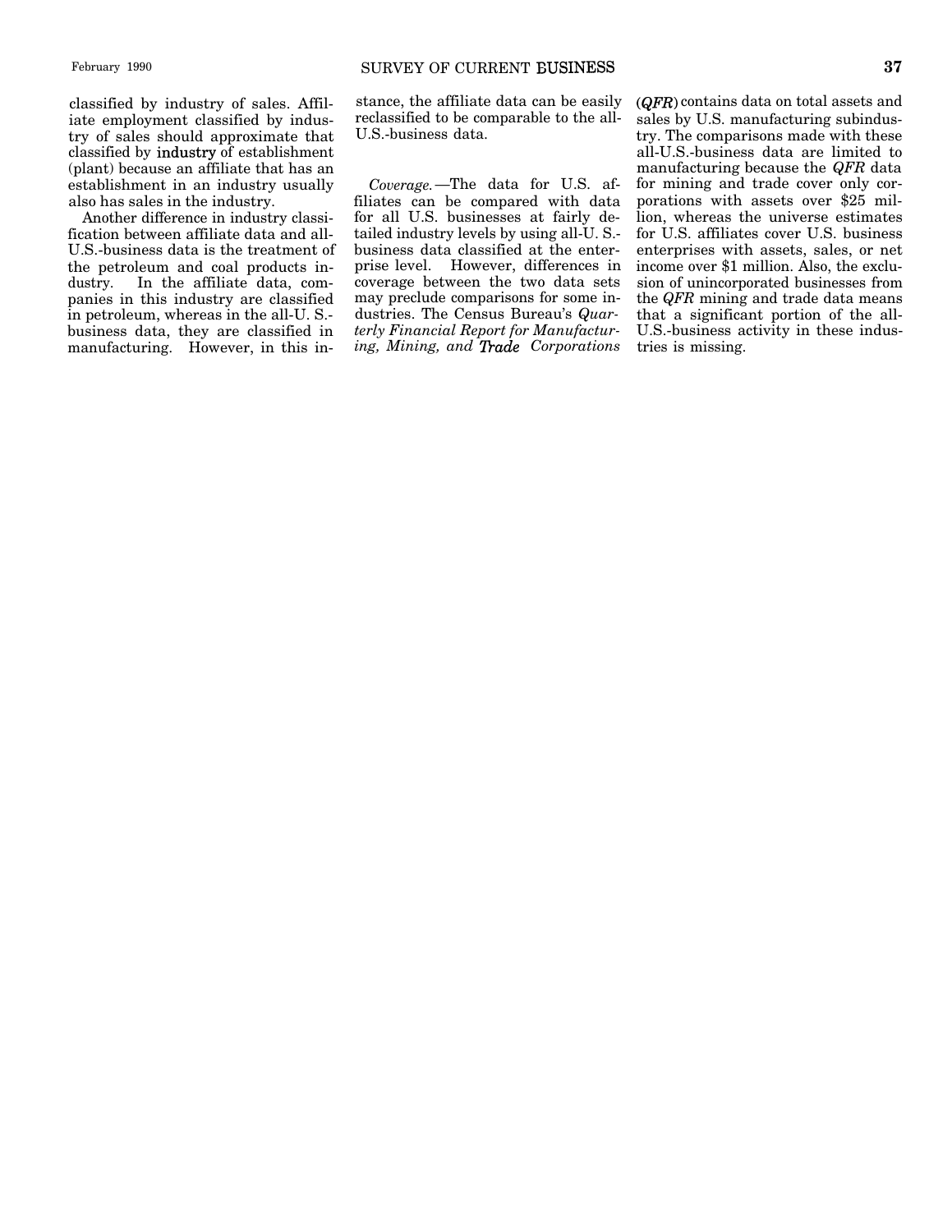classified by industry of sales. Affiliate employment classified by industry of sales should approximate that classified by industry of establishment (plant) because an affiliate that has an establishment in an industry usually also has sales in the industry.

Another difference in industry classification between affiliate data and all-U.S.-business data is the treatment of the petroleum and coal products industry. In the affiliate data, companies in this industry are classified in petroleum, whereas in the all-U. S.-business data, they are classified in manufacturing. However, in this instance, the affiliate data can be easily reclassified to be comparable to the all-U.S.-business data.

*Coverage.*—The data for U.S. affiliates can be compared with data for all U.S. businesses at fairly detailed industry levels by using all-U. S.-business data classified at the enterprise level. However, differences in coverage between the two data sets may preclude comparisons for some industries. The Census Bureau's *Quarterly Financial Report for Manufacturing, Mining, and Trade Corporations* (*QFR*) contains data on total assets and sales by U.S. manufacturing subindustry. The comparisons made with these all-U.S.-business data are limited to manufacturing because the *QFR* data for mining and trade cover only corporations with assets over $25 million, whereas the universe estimates for U.S. affiliates cover U.S. business enterprises with assets, sales, or net income over $1 million. Also, the exclusion of unincorporated businesses from the *QFR* mining and trade data means that a significant portion of the all-U.S.-business activity in these industries is missing.